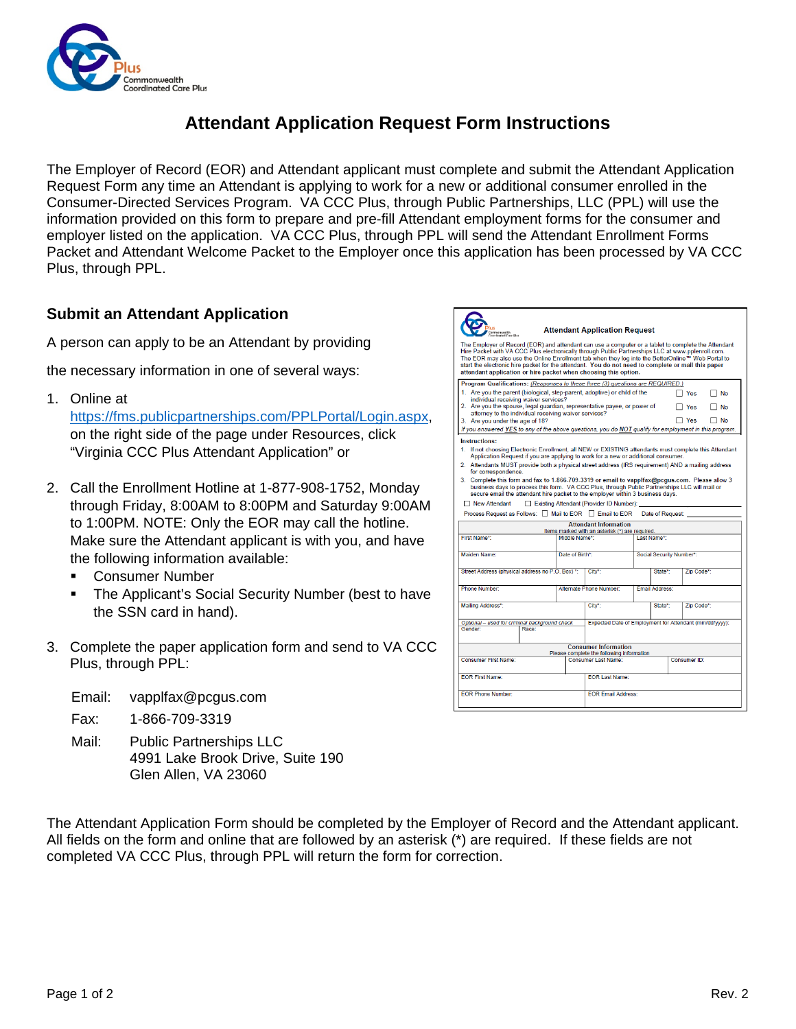# Attendant Application Request Form Instructions

The Employer of Record (EOR) and Attendant applicant must complete and submit the Attendant Application Request Form any time an Attendant is applying to work for a new or additional consumer enrolled in the Consumer-Directed Services Program. VA CCC Plus, through Public Partnerships, LLC (PPL) will use the information provided on this form to prepare and pre-fill Attendant employment forms for the consumer and employer listed on the application. VA CCC Plus, through PPL will send the Attendant Enrollment Forms Packet and Attendant Welcome Packet to the Employer once this application has been processed by VA CCC Plus, through PPL.

## Submit an Attendant Application

A person can apply to be an Attendant by providing the necessary information in one of several ways:

1. Online at https://fms.publicpartnerships.com/PPLPortal/Login.aspx, on the right side of the page under Resources, click "Virginia CCC Plus Attendant Application" or

2. Call the Enrollment Hotline at 1-877-908-1752, Monday through Friday, 8:00AM to 8:00PM and Saturday 9:00AM to 1:00PM. NOTE: Only the EOR may call the hotline. Make sure the Attendant applicant is with you, and have the following information available:
   - Consumer Number
   - The Applicant's Social Security Number (best to have the SSN card in hand).

3. Complete the paper application form and send to VA CCC Plus, through PPL:

   Email: vapplfax@pcgus.com

   Fax: 1-866-709-3319

   Mail: Public Partnerships LLC
   4991 Lake Brook Drive, Suite 190
   Glen Allen, VA 23060

**Attendant Application Request**

The Employer of Record (EOR) and attendant can use a computer or a tablet to complete the Attendant Hire Packet with VA CCC Plus electronically through Public Partnerships LLC at www.pplenroll.com. The EOR may also use the Online Enrollment tab when they log into the BetterOnline™ Web Portal to start the electronic hire packet for the attendant. **You do not need to complete or mail this paper attendant application or hire packet when choosing this option.**

**Program Qualifications:** *(Responses to these three (3) questions are REQUIRED.)*

1. Are you the parent (biological, step-parent, adoptive) or child of the individual receiving waiver services? ☐ Yes ☐ No
2. Are you the spouse, legal guardian, representative payee, or power of attorney to the individual receiving waiver services? ☐ Yes ☐ No
3. Are you under the age of 18? ☐ Yes ☐ No

*If you answered YES to any of the above questions, you do NOT qualify for employment in this program.*

**Instructions:**

1. If not choosing Electronic Enrollment, all NEW or EXISTING attendants must complete this Attendant Application Request if you are applying to work for a new or additional consumer.
2. Attendants MUST provide both a physical street address (IRS requirement) AND a mailing address for correspondence.
3. Complete this form and fax to 1-866-709-3319 or email to vapplfax@pcgus.com. Please allow 3 business days to process this form. VA CCC Plus, through Public Partnerships LLC will mail or secure email the attendant hire packet to the employer within 3 business days.

☐ New Attendant ☐ Existing Attendant (Provider ID Number): ________

Process Request as Follows: ☐ Mail to EOR ☐ Email to EOR Date of Request: ________

| Attendant Information (Items marked with an asterisk (*) are required.) | | | |
|---|---|---|---|
| First Name*: | Middle Name*: | Last Name*: | |
| Maiden Name: | Date of Birth*: | Social Security Number*: | |
| Street Address (physical address no P.O. Box) *: | City*: | State*: | Zip Code*: |
| Phone Number: | Alternate Phone Number: | Email Address: | |
| Mailing Address*: | City*: | State*: | Zip Code*: |
| *Optional – used for criminal background check* Gender: Race: | Expected Date of Employment for Attendant (mm/dd/yyyy): | | |

| Consumer Information (Please complete the following information) | | |
|---|---|---|
| Consumer First Name: | Consumer Last Name: | Consumer ID: |
| EOR First Name: | EOR Last Name: | |
| EOR Phone Number: | EOR Email Address: | |

The Attendant Application Form should be completed by the Employer of Record and the Attendant applicant. All fields on the form and online that are followed by an asterisk (*) are required. If these fields are not completed VA CCC Plus, through PPL will return the form for correction.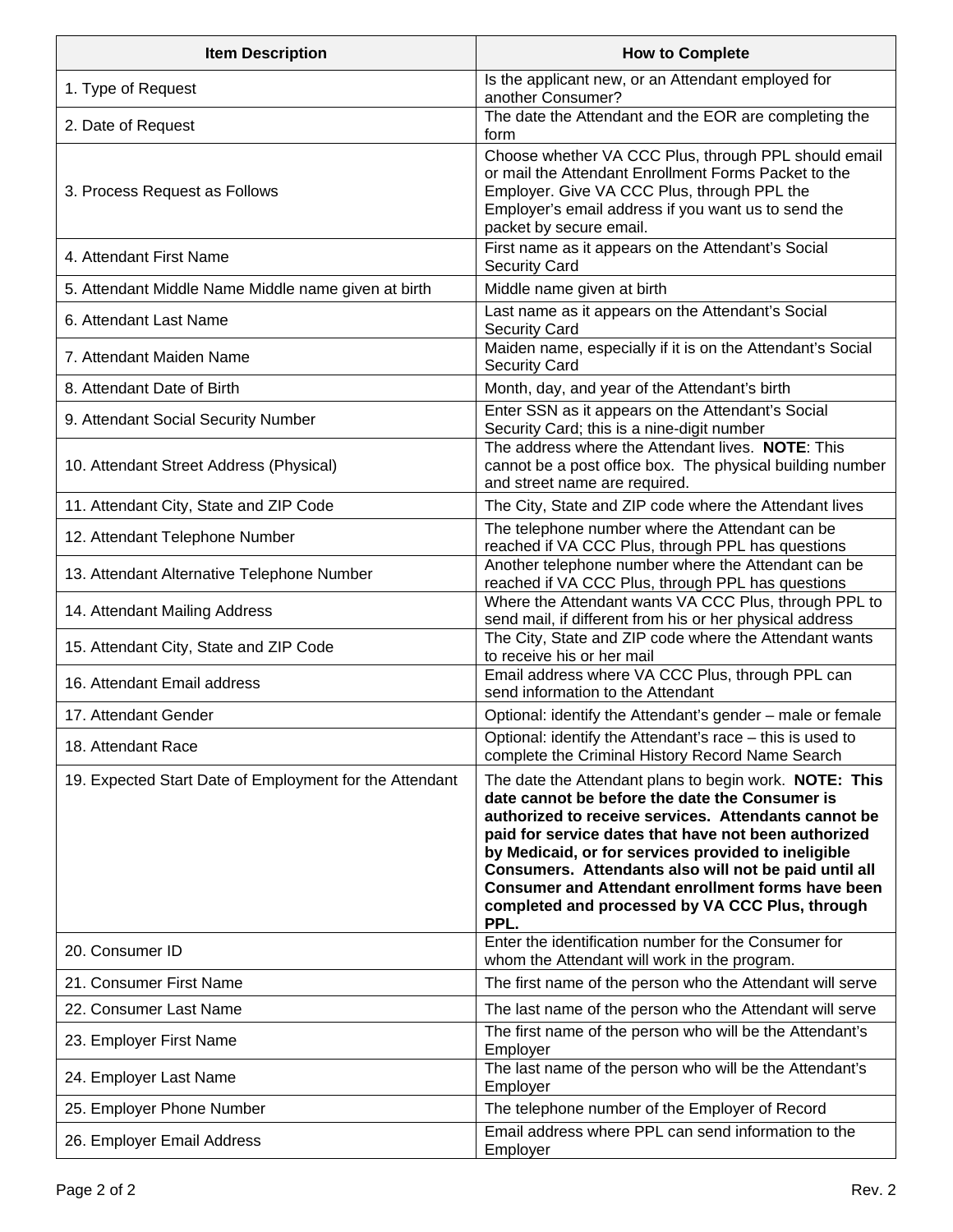| Item Description | How to Complete |
|---|---|
| 1. Type of Request | Is the applicant new, or an Attendant employed for another Consumer? |
| 2. Date of Request | The date the Attendant and the EOR are completing the form |
| 3. Process Request as Follows | Choose whether VA CCC Plus, through PPL should email or mail the Attendant Enrollment Forms Packet to the Employer. Give VA CCC Plus, through PPL the Employer's email address if you want us to send the packet by secure email. |
| 4. Attendant First Name | First name as it appears on the Attendant's Social Security Card |
| 5. Attendant Middle Name Middle name given at birth | Middle name given at birth |
| 6. Attendant Last Name | Last name as it appears on the Attendant's Social Security Card |
| 7. Attendant Maiden Name | Maiden name, especially if it is on the Attendant's Social Security Card |
| 8. Attendant Date of Birth | Month, day, and year of the Attendant's birth |
| 9. Attendant Social Security Number | Enter SSN as it appears on the Attendant's Social Security Card; this is a nine-digit number |
| 10. Attendant Street Address (Physical) | The address where the Attendant lives. **NOTE**: This cannot be a post office box. The physical building number and street name are required. |
| 11. Attendant City, State and ZIP Code | The City, State and ZIP code where the Attendant lives |
| 12. Attendant Telephone Number | The telephone number where the Attendant can be reached if VA CCC Plus, through PPL has questions |
| 13. Attendant Alternative Telephone Number | Another telephone number where the Attendant can be reached if VA CCC Plus, through PPL has questions |
| 14. Attendant Mailing Address | Where the Attendant wants VA CCC Plus, through PPL to send mail, if different from his or her physical address |
| 15. Attendant City, State and ZIP Code | The City, State and ZIP code where the Attendant wants to receive his or her mail |
| 16. Attendant Email address | Email address where VA CCC Plus, through PPL can send information to the Attendant |
| 17. Attendant Gender | Optional: identify the Attendant's gender – male or female |
| 18. Attendant Race | Optional: identify the Attendant's race – this is used to complete the Criminal History Record Name Search |
| 19. Expected Start Date of Employment for the Attendant | The date the Attendant plans to begin work. **NOTE: This date cannot be before the date the Consumer is authorized to receive services. Attendants cannot be paid for service dates that have not been authorized by Medicaid, or for services provided to ineligible Consumers. Attendants also will not be paid until all Consumer and Attendant enrollment forms have been completed and processed by VA CCC Plus, through PPL.** |
| 20. Consumer ID | Enter the identification number for the Consumer for whom the Attendant will work in the program. |
| 21. Consumer First Name | The first name of the person who the Attendant will serve |
| 22. Consumer Last Name | The last name of the person who the Attendant will serve |
| 23. Employer First Name | The first name of the person who will be the Attendant's Employer |
| 24. Employer Last Name | The last name of the person who will be the Attendant's Employer |
| 25. Employer Phone Number | The telephone number of the Employer of Record |
| 26. Employer Email Address | Email address where PPL can send information to the Employer |

Rev. 2